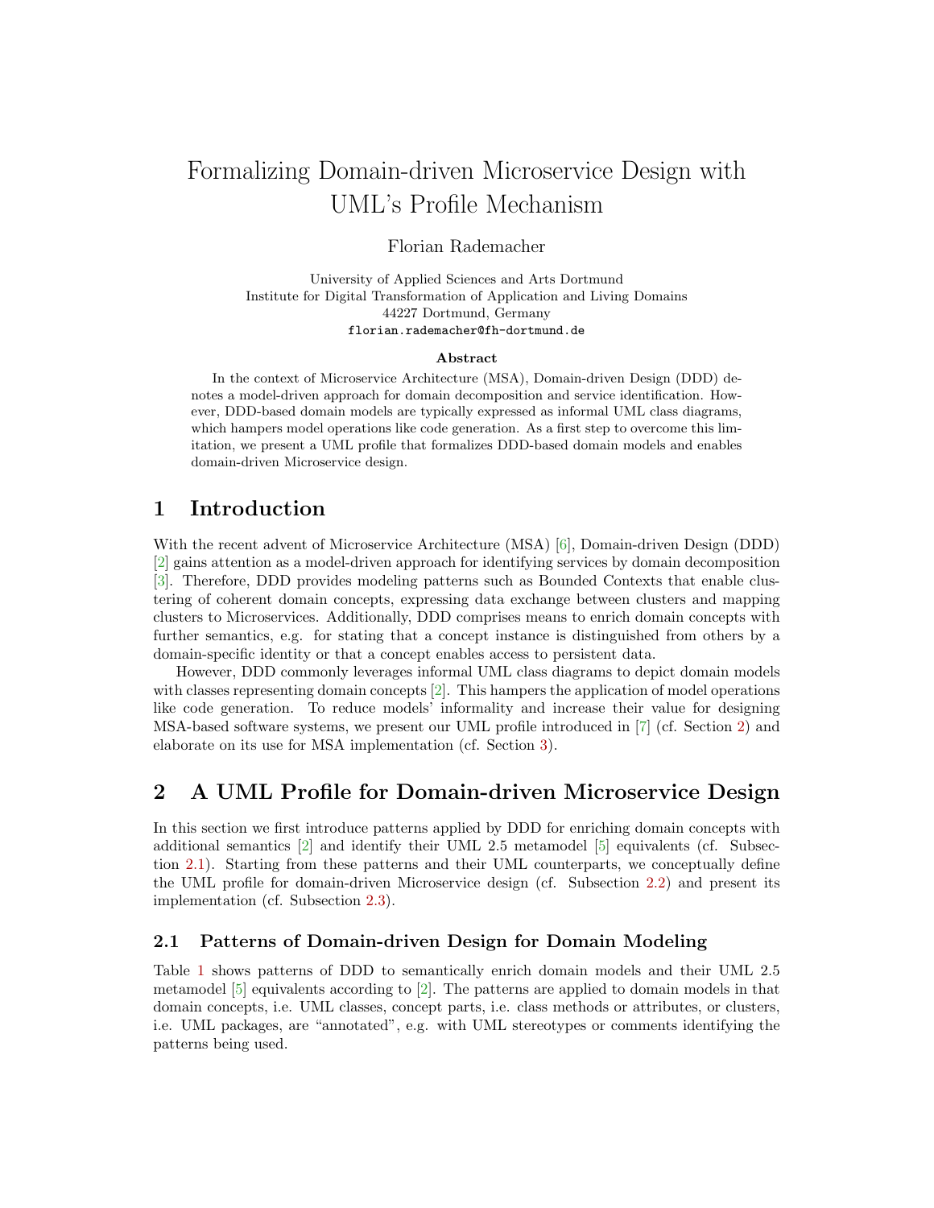# Formalizing Domain-driven Microservice Design with UML's Profile Mechanism

Florian Rademacher

University of Applied Sciences and Arts Dortmund
Institute for Digital Transformation of Application and Living Domains
44227 Dortmund, Germany
florian.rademacher@fh-dortmund.de

**Abstract**

In the context of Microservice Architecture (MSA), Domain-driven Design (DDD) denotes a model-driven approach for domain decomposition and service identification. However, DDD-based domain models are typically expressed as informal UML class diagrams, which hampers model operations like code generation. As a first step to overcome this limitation, we present a UML profile that formalizes DDD-based domain models and enables domain-driven Microservice design.

## 1 Introduction

With the recent advent of Microservice Architecture (MSA) [6], Domain-driven Design (DDD) [2] gains attention as a model-driven approach for identifying services by domain decomposition [3]. Therefore, DDD provides modeling patterns such as Bounded Contexts that enable clustering of coherent domain concepts, expressing data exchange between clusters and mapping clusters to Microservices. Additionally, DDD comprises means to enrich domain concepts with further semantics, e.g. for stating that a concept instance is distinguished from others by a domain-specific identity or that a concept enables access to persistent data.

However, DDD commonly leverages informal UML class diagrams to depict domain models with classes representing domain concepts [2]. This hampers the application of model operations like code generation. To reduce models' informality and increase their value for designing MSA-based software systems, we present our UML profile introduced in [7] (cf. Section 2) and elaborate on its use for MSA implementation (cf. Section 3).

## 2 A UML Profile for Domain-driven Microservice Design

In this section we first introduce patterns applied by DDD for enriching domain concepts with additional semantics [2] and identify their UML 2.5 metamodel [5] equivalents (cf. Subsection 2.1). Starting from these patterns and their UML counterparts, we conceptually define the UML profile for domain-driven Microservice design (cf. Subsection 2.2) and present its implementation (cf. Subsection 2.3).

### 2.1 Patterns of Domain-driven Design for Domain Modeling

Table 1 shows patterns of DDD to semantically enrich domain models and their UML 2.5 metamodel [5] equivalents according to [2]. The patterns are applied to domain models in that domain concepts, i.e. UML classes, concept parts, i.e. class methods or attributes, or clusters, i.e. UML packages, are "annotated", e.g. with UML stereotypes or comments identifying the patterns being used.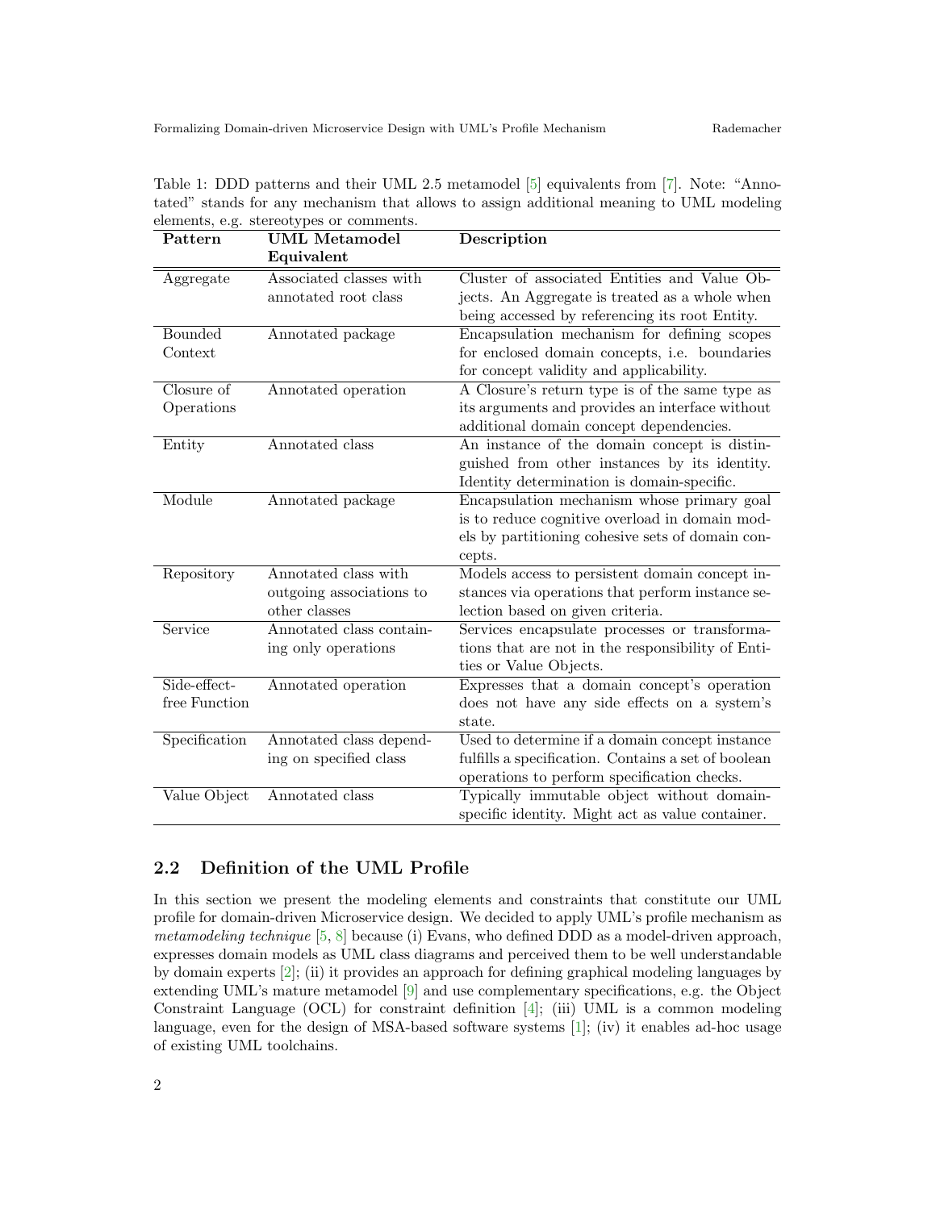Table 1: DDD patterns and their UML 2.5 metamodel [5] equivalents from [7]. Note: "Annotated" stands for any mechanism that allows to assign additional meaning to UML modeling elements, e.g. stereotypes or comments.

| Pattern | UML Metamodel Equivalent | Description |
|---|---|---|
| Aggregate | Associated classes with annotated root class | Cluster of associated Entities and Value Objects. An Aggregate is treated as a whole when being accessed by referencing its root Entity. |
| Bounded Context | Annotated package | Encapsulation mechanism for defining scopes for enclosed domain concepts, i.e. boundaries for concept validity and applicability. |
| Closure of Operations | Annotated operation | A Closure's return type is of the same type as its arguments and provides an interface without additional domain concept dependencies. |
| Entity | Annotated class | An instance of the domain concept is distinguished from other instances by its identity. Identity determination is domain-specific. |
| Module | Annotated package | Encapsulation mechanism whose primary goal is to reduce cognitive overload in domain models by partitioning cohesive sets of domain concepts. |
| Repository | Annotated class with outgoing associations to other classes | Models access to persistent domain concept instances via operations that perform instance selection based on given criteria. |
| Service | Annotated class containing only operations | Services encapsulate processes or transformations that are not in the responsibility of Entities or Value Objects. |
| Side-effect-free Function | Annotated operation | Expresses that a domain concept's operation does not have any side effects on a system's state. |
| Specification | Annotated class depending on specified class | Used to determine if a domain concept instance fulfills a specification. Contains a set of boolean operations to perform specification checks. |
| Value Object | Annotated class | Typically immutable object without domain-specific identity. Might act as value container. |

## 2.2 Definition of the UML Profile

In this section we present the modeling elements and constraints that constitute our UML profile for domain-driven Microservice design. We decided to apply UML's profile mechanism as *metamodeling technique* [5, 8] because (i) Evans, who defined DDD as a model-driven approach, expresses domain models as UML class diagrams and perceived them to be well understandable by domain experts [2]; (ii) it provides an approach for defining graphical modeling languages by extending UML's mature metamodel [9] and use complementary specifications, e.g. the Object Constraint Language (OCL) for constraint definition [4]; (iii) UML is a common modeling language, even for the design of MSA-based software systems [1]; (iv) it enables ad-hoc usage of existing UML toolchains.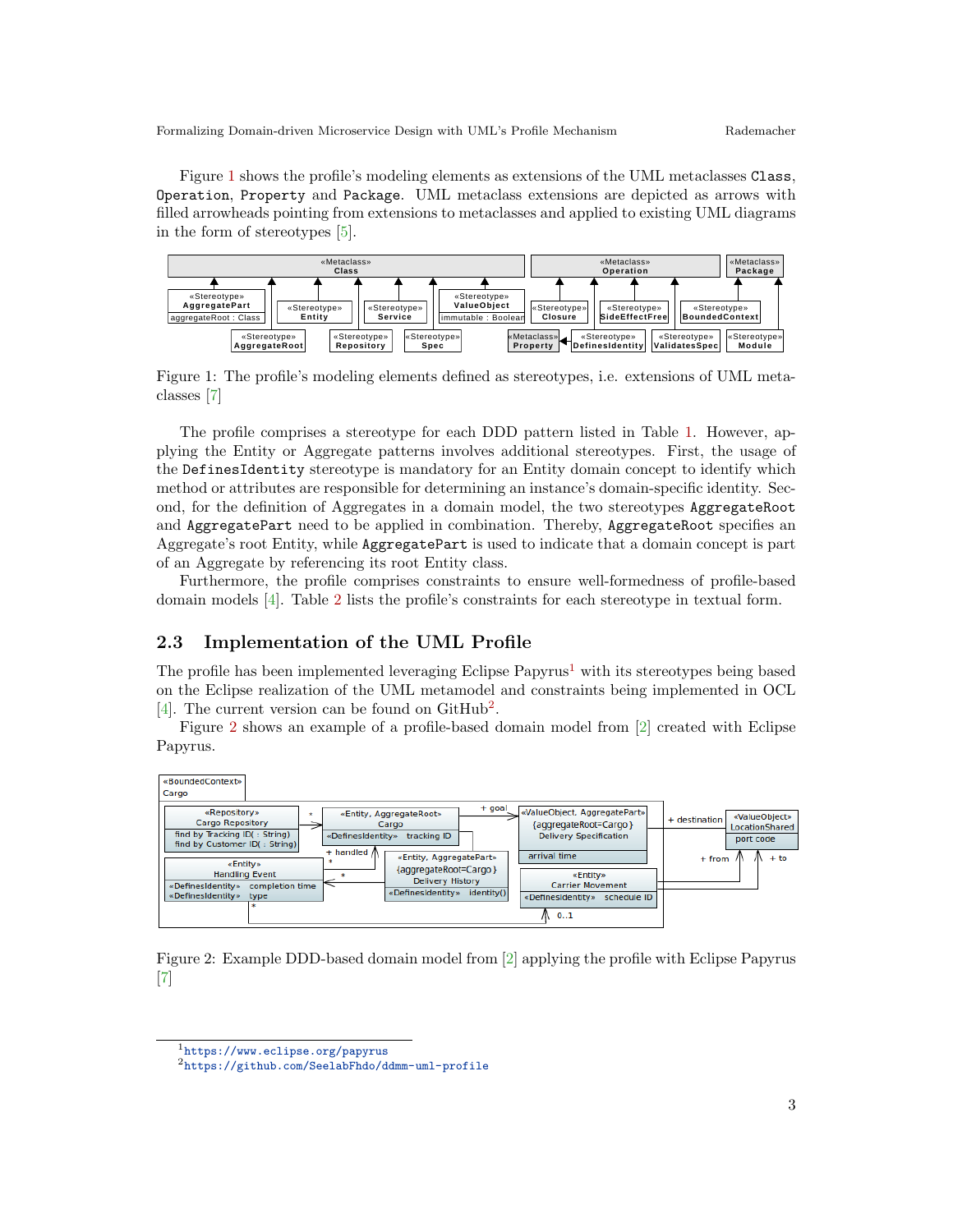Figure 1 shows the profile's modeling elements as extensions of the UML metaclasses `Class`, `Operation`, `Property` and `Package`. UML metaclass extensions are depicted as arrows with filled arrowheads pointing from extensions to metaclasses and applied to existing UML diagrams in the form of stereotypes [5].

Figure 1: The profile's modeling elements defined as stereotypes, i.e. extensions of UML metaclasses [7]

The profile comprises a stereotype for each DDD pattern listed in Table 1. However, applying the Entity or Aggregate patterns involves additional stereotypes. First, the usage of the `DefinesIdentity` stereotype is mandatory for an Entity domain concept to identify which method or attributes are responsible for determining an instance's domain-specific identity. Second, for the definition of Aggregates in a domain model, the two stereotypes `AggregateRoot` and `AggregatePart` need to be applied in combination. Thereby, `AggregateRoot` specifies an Aggregate's root Entity, while `AggregatePart` is used to indicate that a domain concept is part of an Aggregate by referencing its root Entity class.

Furthermore, the profile comprises constraints to ensure well-formedness of profile-based domain models [4]. Table 2 lists the profile's constraints for each stereotype in textual form.

## 2.3 Implementation of the UML Profile

The profile has been implemented leveraging Eclipse Papyrus[1] with its stereotypes being based on the Eclipse realization of the UML metamodel and constraints being implemented in OCL [4]. The current version can be found on GitHub[2].

Figure 2 shows an example of a profile-based domain model from [2] created with Eclipse Papyrus.

Figure 2: Example DDD-based domain model from [2] applying the profile with Eclipse Papyrus [7]

[1] https://www.eclipse.org/papyrus

[2] https://github.com/SeelabFhdo/ddmm-uml-profile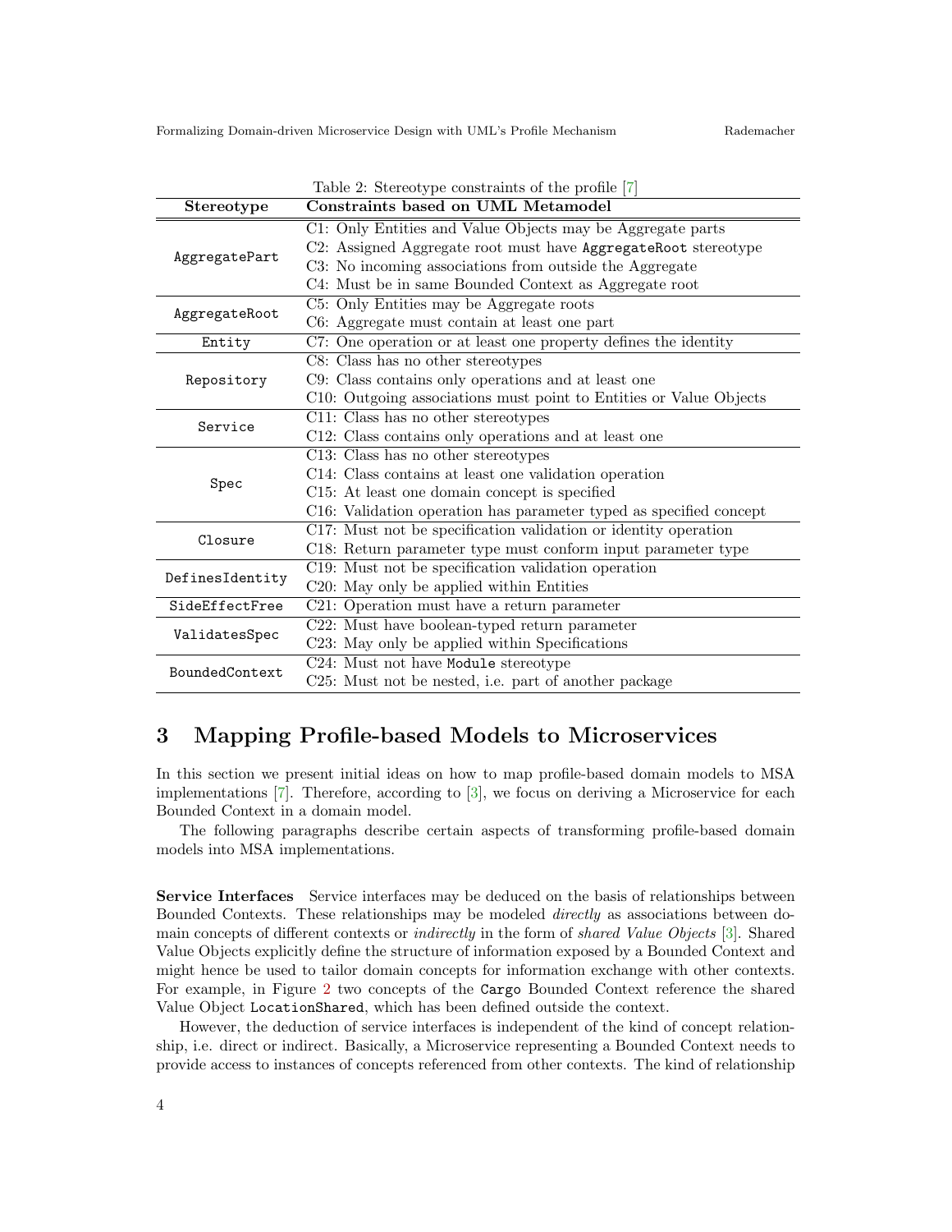Table 2: Stereotype constraints of the profile [7]

| Stereotype | Constraints based on UML Metamodel |
|---|---|
| `AggregatePart` | C1: Only Entities and Value Objects may be Aggregate parts<br>C2: Assigned Aggregate root must have `AggregateRoot` stereotype<br>C3: No incoming associations from outside the Aggregate<br>C4: Must be in same Bounded Context as Aggregate root |
| `AggregateRoot` | C5: Only Entities may be Aggregate roots<br>C6: Aggregate must contain at least one part |
| `Entity` | C7: One operation or at least one property defines the identity |
| `Repository` | C8: Class has no other stereotypes<br>C9: Class contains only operations and at least one<br>C10: Outgoing associations must point to Entities or Value Objects |
| `Service` | C11: Class has no other stereotypes<br>C12: Class contains only operations and at least one |
| `Spec` | C13: Class has no other stereotypes<br>C14: Class contains at least one validation operation<br>C15: At least one domain concept is specified<br>C16: Validation operation has parameter typed as specified concept |
| `Closure` | C17: Must not be specification validation or identity operation<br>C18: Return parameter type must conform input parameter type |
| `DefinesIdentity` | C19: Must not be specification validation operation<br>C20: May only be applied within Entities |
| `SideEffectFree` | C21: Operation must have a return parameter |
| `ValidatesSpec` | C22: Must have boolean-typed return parameter<br>C23: May only be applied within Specifications |
| `BoundedContext` | C24: Must not have `Module` stereotype<br>C25: Must not be nested, i.e. part of another package |

## 3 Mapping Profile-based Models to Microservices

In this section we present initial ideas on how to map profile-based domain models to MSA implementations [7]. Therefore, according to [3], we focus on deriving a Microservice for each Bounded Context in a domain model.

The following paragraphs describe certain aspects of transforming profile-based domain models into MSA implementations.

**Service Interfaces** Service interfaces may be deduced on the basis of relationships between Bounded Contexts. These relationships may be modeled *directly* as associations between domain concepts of different contexts or *indirectly* in the form of *shared Value Objects* [3]. Shared Value Objects explicitly define the structure of information exposed by a Bounded Context and might hence be used to tailor domain concepts for information exchange with other contexts. For example, in Figure 2 two concepts of the `Cargo` Bounded Context reference the shared Value Object `LocationShared`, which has been defined outside the context.

However, the deduction of service interfaces is independent of the kind of concept relationship, i.e. direct or indirect. Basically, a Microservice representing a Bounded Context needs to provide access to instances of concepts referenced from other contexts. The kind of relationship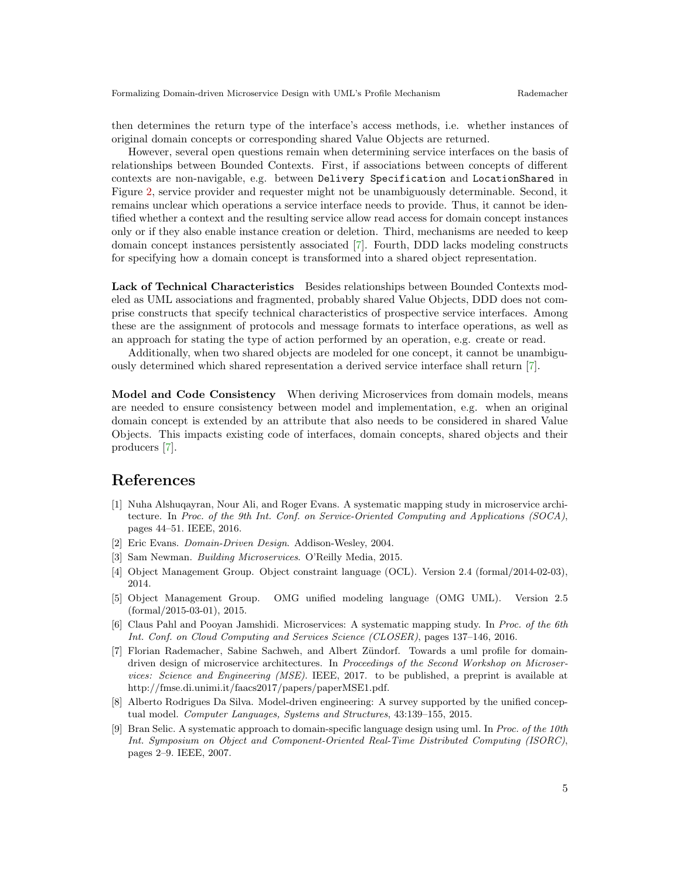then determines the return type of the interface's access methods, i.e. whether instances of original domain concepts or corresponding shared Value Objects are returned.

However, several open questions remain when determining service interfaces on the basis of relationships between Bounded Contexts. First, if associations between concepts of different contexts are non-navigable, e.g. between `Delivery Specification` and `LocationShared` in Figure 2, service provider and requester might not be unambiguously determinable. Second, it remains unclear which operations a service interface needs to provide. Thus, it cannot be identified whether a context and the resulting service allow read access for domain concept instances only or if they also enable instance creation or deletion. Third, mechanisms are needed to keep domain concept instances persistently associated [7]. Fourth, DDD lacks modeling constructs for specifying how a domain concept is transformed into a shared object representation.

**Lack of Technical Characteristics** Besides relationships between Bounded Contexts modeled as UML associations and fragmented, probably shared Value Objects, DDD does not comprise constructs that specify technical characteristics of prospective service interfaces. Among these are the assignment of protocols and message formats to interface operations, as well as an approach for stating the type of action performed by an operation, e.g. create or read.

Additionally, when two shared objects are modeled for one concept, it cannot be unambiguously determined which shared representation a derived service interface shall return [7].

**Model and Code Consistency** When deriving Microservices from domain models, means are needed to ensure consistency between model and implementation, e.g. when an original domain concept is extended by an attribute that also needs to be considered in shared Value Objects. This impacts existing code of interfaces, domain concepts, shared objects and their producers [7].

# References

[1] Nuha Alshuqayran, Nour Ali, and Roger Evans. A systematic mapping study in microservice architecture. In *Proc. of the 9th Int. Conf. on Service-Oriented Computing and Applications (SOCA)*, pages 44–51. IEEE, 2016.

[2] Eric Evans. *Domain-Driven Design*. Addison-Wesley, 2004.

[3] Sam Newman. *Building Microservices*. O'Reilly Media, 2015.

[4] Object Management Group. Object constraint language (OCL). Version 2.4 (formal/2014-02-03), 2014.

[5] Object Management Group. OMG unified modeling language (OMG UML). Version 2.5 (formal/2015-03-01), 2015.

[6] Claus Pahl and Pooyan Jamshidi. Microservices: A systematic mapping study. In *Proc. of the 6th Int. Conf. on Cloud Computing and Services Science (CLOSER)*, pages 137–146, 2016.

[7] Florian Rademacher, Sabine Sachweh, and Albert Zündorf. Towards a uml profile for domain-driven design of microservice architectures. In *Proceedings of the Second Workshop on Microservices: Science and Engineering (MSE)*. IEEE, 2017. to be published, a preprint is available at http://fmse.di.unimi.it/faacs2017/papers/paperMSE1.pdf.

[8] Alberto Rodrigues Da Silva. Model-driven engineering: A survey supported by the unified conceptual model. *Computer Languages, Systems and Structures*, 43:139–155, 2015.

[9] Bran Selic. A systematic approach to domain-specific language design using uml. In *Proc. of the 10th Int. Symposium on Object and Component-Oriented Real-Time Distributed Computing (ISORC)*, pages 2–9. IEEE, 2007.